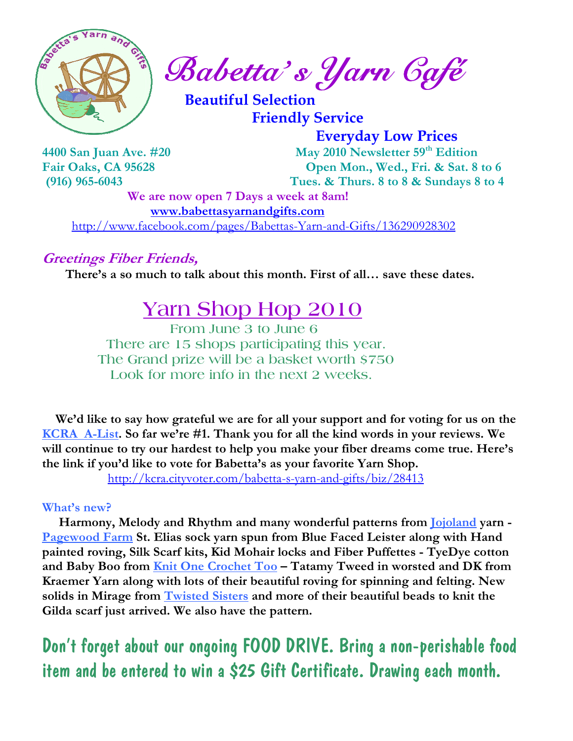# Babetta's Yarn Café

**Beautiful Selection**
**Friendly Service**
**Everyday Low Prices**

**4400 San Juan Ave. #20**
**Fair Oaks, CA 95628**
**(916) 965-6043**

**May 2010 Newsletter 59th Edition**
**Open Mon., Wed., Fri. & Sat. 8 to 6**
**Tues. & Thurs. 8 to 8 & Sundays 8 to 4**

**We are now open 7 Days a week at 8am!**

**www.babettasyarnandgifts.com**

http://www.facebook.com/pages/Babettas-Yarn-and-Gifts/136290928302

## *Greetings Fiber Friends,*

**There's a so much to talk about this month. First of all… save these dates.**

## Yarn Shop Hop 2010

From June 3 to June 6
There are 15 shops participating this year.
The Grand prize will be a basket worth $750
Look for more info in the next 2 weeks.

**We'd like to say how grateful we are for all your support and for voting for us on the KCRA A-List. So far we're #1. Thank you for all the kind words in your reviews. We will continue to try our hardest to help you make your fiber dreams come true. Here's the link if you'd like to vote for Babetta's as your favorite Yarn Shop.**

http://kcra.cityvoter.com/babetta-s-yarn-and-gifts/biz/28413

### What's new?

**Harmony, Melody and Rhythm and many wonderful patterns from Jojoland yarn - Pagewood Farm St. Elias sock yarn spun from Blue Faced Leister along with Hand painted roving, Silk Scarf kits, Kid Mohair locks and Fiber Puffettes - TyeDye cotton and Baby Boo from Knit One Crochet Too – Tatamy Tweed in worsted and DK from Kraemer Yarn along with lots of their beautiful roving for spinning and felting. New solids in Mirage from Twisted Sisters and more of their beautiful beads to knit the Gilda scarf just arrived. We also have the pattern.**

**Don't forget about our ongoing FOOD DRIVE. Bring a non-perishable food item and be entered to win a $25 Gift Certificate. Drawing each month.**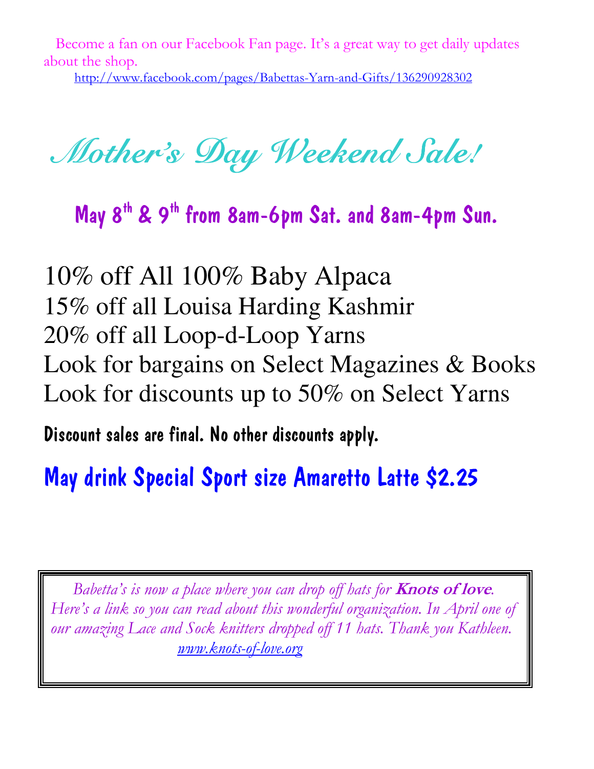Become a fan on our Facebook Fan page. It's a great way to get daily updates about the shop.

http://www.facebook.com/pages/Babettas-Yarn-and-Gifts/136290928302

# *Mother's Day Weekend Sale!*

## May 8th & 9th from 8am-6pm Sat. and 8am-4pm Sun.

10% off All 100% Baby Alpaca
15% off all Louisa Harding Kashmir
20% off all Loop-d-Loop Yarns
Look for bargains on Select Magazines & Books
Look for discounts up to 50% on Select Yarns

**Discount sales are final. No other discounts apply.**

## May drink Special Sport size Amaretto Latte $2.25

*Babetta's is now a place where you can drop off hats for* ***Knots of love****. Here's a link so you can read about this wonderful organization. In April one of our amazing Lace and Sock knitters dropped off 11 hats. Thank you Kathleen.*

*www.knots-of-love.org*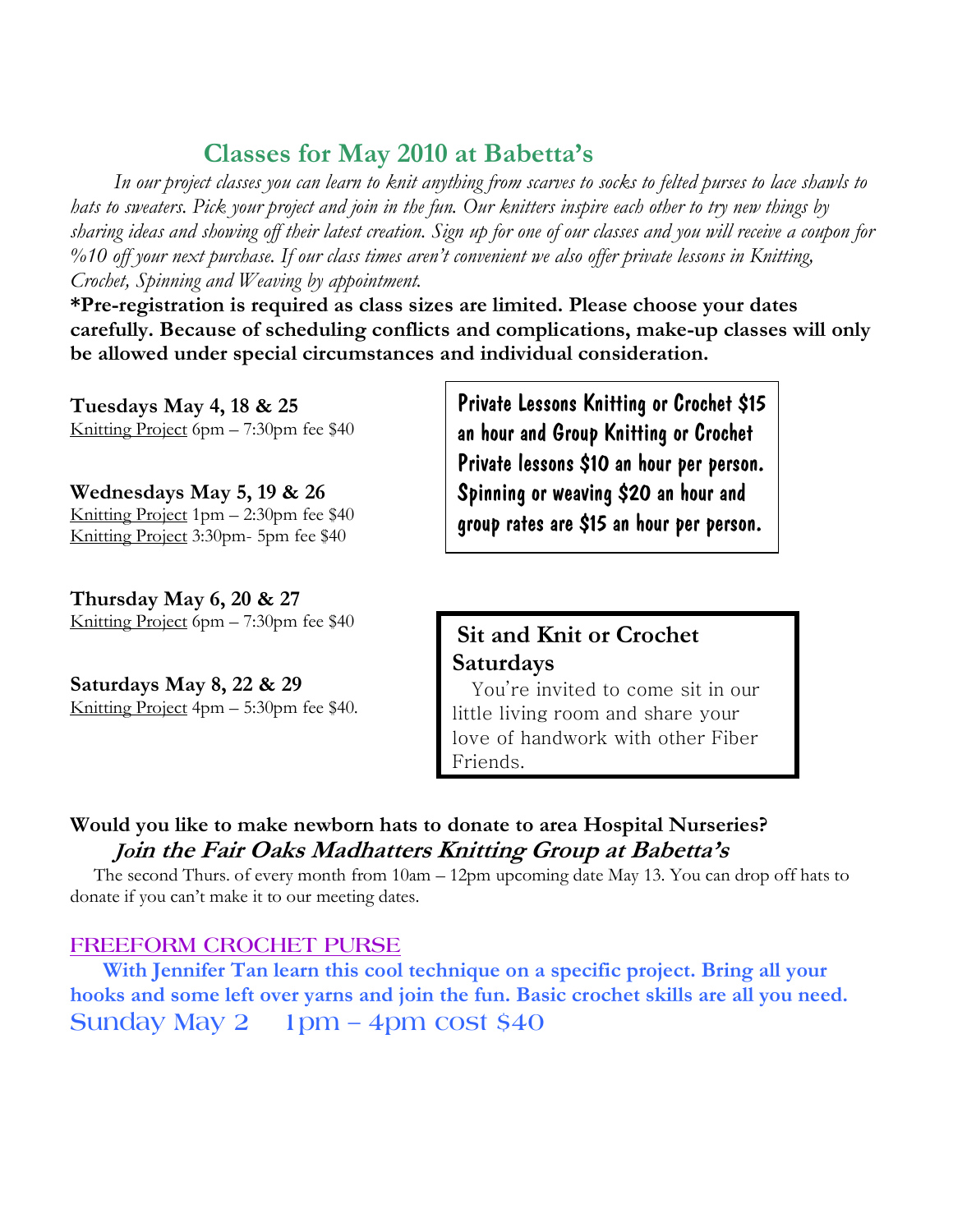## Classes for May 2010 at Babetta's

*In our project classes you can learn to knit anything from scarves to socks to felted purses to lace shawls to hats to sweaters. Pick your project and join in the fun. Our knitters inspire each other to try new things by sharing ideas and showing off their latest creation. Sign up for one of our classes and you will receive a coupon for %10 off your next purchase. If our class times aren't convenient we also offer private lessons in Knitting, Crochet, Spinning and Weaving by appointment.*

**\*Pre-registration is required as class sizes are limited. Please choose your dates carefully. Because of scheduling conflicts and complications, make-up classes will only be allowed under special circumstances and individual consideration.**

**Tuesdays May 4, 18 & 25**
Knitting Project 6pm – 7:30pm fee $40

**Wednesdays May 5, 19 & 26**
Knitting Project 1pm – 2:30pm fee $40
Knitting Project 3:30pm- 5pm fee $40

**Thursday May 6, 20 & 27**
Knitting Project 6pm – 7:30pm fee $40

**Saturdays May 8, 22 & 29**
Knitting Project 4pm – 5:30pm fee $40.

Private Lessons Knitting or Crochet $15 an hour and Group Knitting or Crochet Private lessons $10 an hour per person. Spinning or weaving $20 an hour and group rates are $15 an hour per person.

**Sit and Knit or Crochet Saturdays**

You're invited to come sit in our little living room and share your love of handwork with other Fiber Friends.

**Would you like to make newborn hats to donate to area Hospital Nurseries?**

***Join the Fair Oaks Madhatters Knitting Group at Babetta's***

The second Thurs. of every month from 10am – 12pm upcoming date May 13. You can drop off hats to donate if you can't make it to our meeting dates.

### FREEFORM CROCHET PURSE

**With Jennifer Tan learn this cool technique on a specific project. Bring all your hooks and some left over yarns and join the fun. Basic crochet skills are all you need.**

Sunday May 2 1pm – 4pm cost $40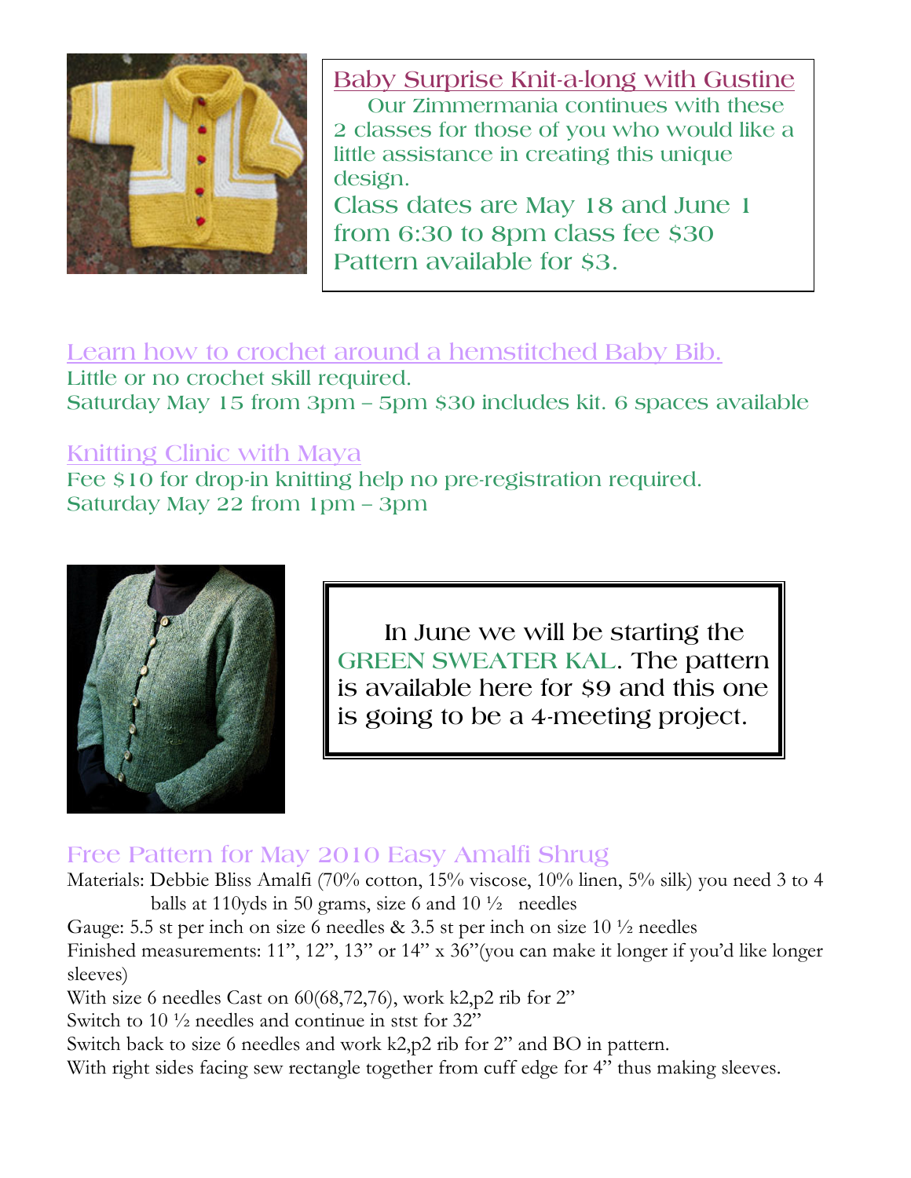## Baby Surprise Knit-a-long with Gustine

Our Zimmermania continues with these 2 classes for those of you who would like a little assistance in creating this unique design.

Class dates are May 18 and June 1 from 6:30 to 8pm class fee $30 Pattern available for $3.

## Learn how to crochet around a hemstitched Baby Bib.

Little or no crochet skill required.
Saturday May 15 from 3pm – 5pm $30 includes kit. 6 spaces available

## Knitting Clinic with Maya

Fee $10 for drop-in knitting help no pre-registration required.
Saturday May 22 from 1pm – 3pm

In June we will be starting the GREEN SWEATER KAL. The pattern is available here for $9 and this one is going to be a 4-meeting project.

## Free Pattern for May 2010 Easy Amalfi Shrug

Materials: Debbie Bliss Amalfi (70% cotton, 15% viscose, 10% linen, 5% silk) you need 3 to 4 balls at 110yds in 50 grams, size 6 and 10 ½ needles

Gauge: 5.5 st per inch on size 6 needles & 3.5 st per inch on size 10 ½ needles

Finished measurements: 11", 12", 13" or 14" x 36"(you can make it longer if you'd like longer sleeves)

With size 6 needles Cast on 60(68,72,76), work k2,p2 rib for 2"

Switch to 10 ½ needles and continue in stst for 32"

Switch back to size 6 needles and work k2,p2 rib for 2" and BO in pattern.

With right sides facing sew rectangle together from cuff edge for 4" thus making sleeves.